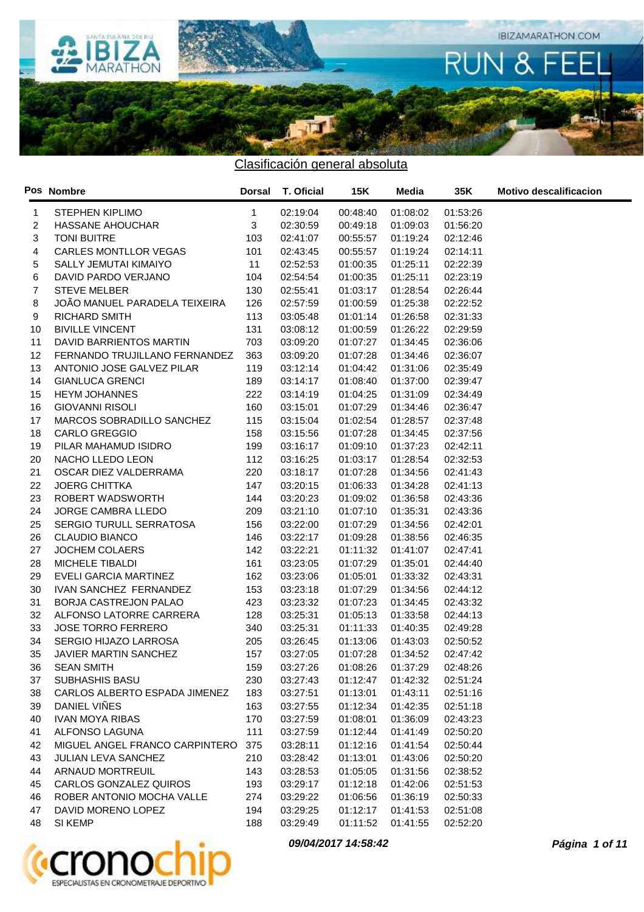## Clasificación general absoluta

| Pos | Nombre | Dorsal | T. Oficial | 15K | Media | 35K | Motivo descalificacion |
|---|---|---|---|---|---|---|---|
| 1 | STEPHEN KIPLIMO | 1 | 02:19:04 | 00:48:40 | 01:08:02 | 01:53:26 | |
| 2 | HASSANE AHOUCHAR | 3 | 02:30:59 | 00:49:18 | 01:09:03 | 01:56:20 | |
| 3 | TONI BUITRE | 103 | 02:41:07 | 00:55:57 | 01:19:24 | 02:12:46 | |
| 4 | CARLES MONTLLOR VEGAS | 101 | 02:43:45 | 00:55:57 | 01:19:24 | 02:14:11 | |
| 5 | SALLY JEMUTAI KIMAIYO | 11 | 02:52:53 | 01:00:35 | 01:25:11 | 02:22:39 | |
| 6 | DAVID PARDO VERJANO | 104 | 02:54:54 | 01:00:35 | 01:25:11 | 02:23:19 | |
| 7 | STEVE MELBER | 130 | 02:55:41 | 01:03:17 | 01:28:54 | 02:26:44 | |
| 8 | JOÃO MANUEL PARADELA TEIXEIRA | 126 | 02:57:59 | 01:00:59 | 01:25:38 | 02:22:52 | |
| 9 | RICHARD SMITH | 113 | 03:05:48 | 01:01:14 | 01:26:58 | 02:31:33 | |
| 10 | BIVILLE VINCENT | 131 | 03:08:12 | 01:00:59 | 01:26:22 | 02:29:59 | |
| 11 | DAVID BARRIENTOS MARTIN | 703 | 03:09:20 | 01:07:27 | 01:34:45 | 02:36:06 | |
| 12 | FERNANDO TRUJILLANO FERNANDEZ | 363 | 03:09:20 | 01:07:28 | 01:34:46 | 02:36:07 | |
| 13 | ANTONIO JOSE GALVEZ PILAR | 119 | 03:12:14 | 01:04:42 | 01:31:06 | 02:35:49 | |
| 14 | GIANLUCA GRENCI | 189 | 03:14:17 | 01:08:40 | 01:37:00 | 02:39:47 | |
| 15 | HEYM JOHANNES | 222 | 03:14:19 | 01:04:25 | 01:31:09 | 02:34:49 | |
| 16 | GIOVANNI RISOLI | 160 | 03:15:01 | 01:07:29 | 01:34:46 | 02:36:47 | |
| 17 | MARCOS SOBRADILLO SANCHEZ | 115 | 03:15:04 | 01:02:54 | 01:28:57 | 02:37:48 | |
| 18 | CARLO GREGGIO | 158 | 03:15:56 | 01:07:28 | 01:34:45 | 02:37:56 | |
| 19 | PILAR MAHAMUD ISIDRO | 199 | 03:16:17 | 01:09:10 | 01:37:23 | 02:42:11 | |
| 20 | NACHO LLEDO LEON | 112 | 03:16:25 | 01:03:17 | 01:28:54 | 02:32:53 | |
| 21 | OSCAR DIEZ VALDERRAMA | 220 | 03:18:17 | 01:07:28 | 01:34:56 | 02:41:43 | |
| 22 | JOERG CHITTKA | 147 | 03:20:15 | 01:06:33 | 01:34:28 | 02:41:13 | |
| 23 | ROBERT WADSWORTH | 144 | 03:20:23 | 01:09:02 | 01:36:58 | 02:43:36 | |
| 24 | JORGE CAMBRA LLEDO | 209 | 03:21:10 | 01:07:10 | 01:35:31 | 02:43:36 | |
| 25 | SERGIO TURULL SERRATOSA | 156 | 03:22:00 | 01:07:29 | 01:34:56 | 02:42:01 | |
| 26 | CLAUDIO BIANCO | 146 | 03:22:17 | 01:09:28 | 01:38:56 | 02:46:35 | |
| 27 | JOCHEM COLAERS | 142 | 03:22:21 | 01:11:32 | 01:41:07 | 02:47:41 | |
| 28 | MICHELE TIBALDI | 161 | 03:23:05 | 01:07:29 | 01:35:01 | 02:44:40 | |
| 29 | EVELI GARCIA MARTINEZ | 162 | 03:23:06 | 01:05:01 | 01:33:32 | 02:43:31 | |
| 30 | IVAN SANCHEZ FERNANDEZ | 153 | 03:23:18 | 01:07:29 | 01:34:56 | 02:44:12 | |
| 31 | BORJA CASTREJON PALAO | 423 | 03:23:32 | 01:07:23 | 01:34:45 | 02:43:32 | |
| 32 | ALFONSO LATORRE CARRERA | 128 | 03:25:31 | 01:05:13 | 01:33:58 | 02:44:13 | |
| 33 | JOSE TORRO FERRERO | 340 | 03:25:31 | 01:11:33 | 01:40:35 | 02:49:28 | |
| 34 | SERGIO HIJAZO LARROSA | 205 | 03:26:45 | 01:13:06 | 01:43:03 | 02:50:52 | |
| 35 | JAVIER MARTIN SANCHEZ | 157 | 03:27:05 | 01:07:28 | 01:34:52 | 02:47:42 | |
| 36 | SEAN SMITH | 159 | 03:27:26 | 01:08:26 | 01:37:29 | 02:48:26 | |
| 37 | SUBHASHIS BASU | 230 | 03:27:43 | 01:12:47 | 01:42:32 | 02:51:24 | |
| 38 | CARLOS ALBERTO ESPADA JIMENEZ | 183 | 03:27:51 | 01:13:01 | 01:43:11 | 02:51:16 | |
| 39 | DANIEL VIÑES | 163 | 03:27:55 | 01:12:34 | 01:42:35 | 02:51:18 | |
| 40 | IVAN MOYA RIBAS | 170 | 03:27:59 | 01:08:01 | 01:36:09 | 02:43:23 | |
| 41 | ALFONSO LAGUNA | 111 | 03:27:59 | 01:12:44 | 01:41:49 | 02:50:20 | |
| 42 | MIGUEL ANGEL FRANCO CARPINTERO | 375 | 03:28:11 | 01:12:16 | 01:41:54 | 02:50:44 | |
| 43 | JULIAN LEVA SANCHEZ | 210 | 03:28:42 | 01:13:01 | 01:43:06 | 02:50:20 | |
| 44 | ARNAUD MORTREUIL | 143 | 03:28:53 | 01:05:05 | 01:31:56 | 02:38:52 | |
| 45 | CARLOS GONZALEZ QUIROS | 193 | 03:29:17 | 01:12:18 | 01:42:06 | 02:51:53 | |
| 46 | ROBER ANTONIO MOCHA VALLE | 274 | 03:29:22 | 01:06:56 | 01:36:19 | 02:50:33 | |
| 47 | DAVID MORENO LOPEZ | 194 | 03:29:25 | 01:12:17 | 01:41:53 | 02:51:08 | |
| 48 | SI KEMP | 188 | 03:29:49 | 01:11:52 | 01:41:55 | 02:52:20 | |

*09/04/2017 14:58:42*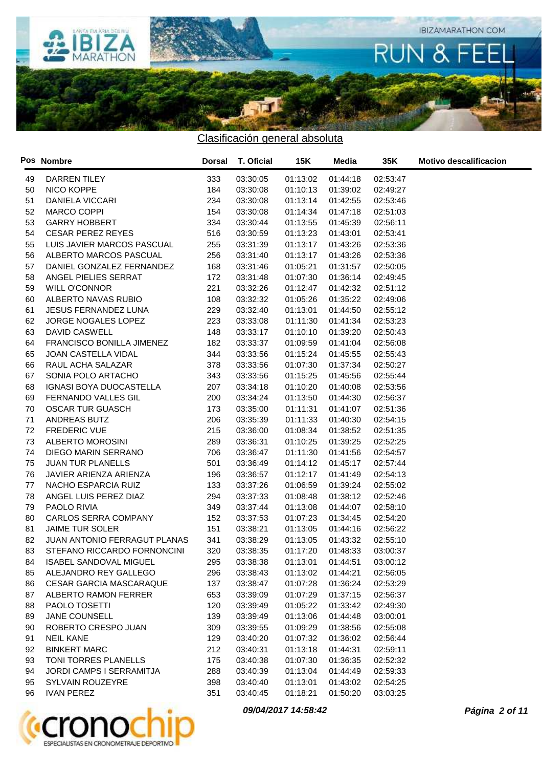## Clasificación general absoluta

| Pos | Nombre | Dorsal | T. Oficial | 15K | Media | 35K | Motivo descalificacion |
|---|---|---|---|---|---|---|---|
| 49 | DARREN TILEY | 333 | 03:30:05 | 01:13:02 | 01:44:18 | 02:53:47 | |
| 50 | NICO KOPPE | 184 | 03:30:08 | 01:10:13 | 01:39:02 | 02:49:27 | |
| 51 | DANIELA VICCARI | 234 | 03:30:08 | 01:13:14 | 01:42:55 | 02:53:46 | |
| 52 | MARCO COPPI | 154 | 03:30:08 | 01:14:34 | 01:47:18 | 02:51:03 | |
| 53 | GARRY HOBBERT | 334 | 03:30:44 | 01:13:55 | 01:45:39 | 02:56:11 | |
| 54 | CESAR PEREZ REYES | 516 | 03:30:59 | 01:13:23 | 01:43:01 | 02:53:41 | |
| 55 | LUIS JAVIER MARCOS PASCUAL | 255 | 03:31:39 | 01:13:17 | 01:43:26 | 02:53:36 | |
| 56 | ALBERTO MARCOS PASCUAL | 256 | 03:31:40 | 01:13:17 | 01:43:26 | 02:53:36 | |
| 57 | DANIEL GONZALEZ FERNANDEZ | 168 | 03:31:46 | 01:05:21 | 01:31:57 | 02:50:05 | |
| 58 | ANGEL PIELIES SERRAT | 172 | 03:31:48 | 01:07:30 | 01:36:14 | 02:49:45 | |
| 59 | WILL O'CONNOR | 221 | 03:32:26 | 01:12:47 | 01:42:32 | 02:51:12 | |
| 60 | ALBERTO NAVAS RUBIO | 108 | 03:32:32 | 01:05:26 | 01:35:22 | 02:49:06 | |
| 61 | JESUS FERNANDEZ LUNA | 229 | 03:32:40 | 01:13:01 | 01:44:50 | 02:55:12 | |
| 62 | JORGE NOGALES LOPEZ | 223 | 03:33:08 | 01:11:30 | 01:41:34 | 02:53:23 | |
| 63 | DAVID CASWELL | 148 | 03:33:17 | 01:10:10 | 01:39:20 | 02:50:43 | |
| 64 | FRANCISCO BONILLA JIMENEZ | 182 | 03:33:37 | 01:09:59 | 01:41:04 | 02:56:08 | |
| 65 | JOAN CASTELLA VIDAL | 344 | 03:33:56 | 01:15:24 | 01:45:55 | 02:55:43 | |
| 66 | RAUL ACHA SALAZAR | 378 | 03:33:56 | 01:07:30 | 01:37:34 | 02:50:27 | |
| 67 | SONIA POLO ARTACHO | 343 | 03:33:56 | 01:15:25 | 01:45:56 | 02:55:44 | |
| 68 | IGNASI BOYA DUOCASTELLA | 207 | 03:34:18 | 01:10:20 | 01:40:08 | 02:53:56 | |
| 69 | FERNANDO VALLES GIL | 200 | 03:34:24 | 01:13:50 | 01:44:30 | 02:56:37 | |
| 70 | OSCAR TUR GUASCH | 173 | 03:35:00 | 01:11:31 | 01:41:07 | 02:51:36 | |
| 71 | ANDREAS BUTZ | 206 | 03:35:39 | 01:11:33 | 01:40:30 | 02:54:15 | |
| 72 | FREDERIC VUE | 215 | 03:36:00 | 01:08:34 | 01:38:52 | 02:51:35 | |
| 73 | ALBERTO MOROSINI | 289 | 03:36:31 | 01:10:25 | 01:39:25 | 02:52:25 | |
| 74 | DIEGO MARIN SERRANO | 706 | 03:36:47 | 01:11:30 | 01:41:56 | 02:54:57 | |
| 75 | JUAN TUR PLANELLS | 501 | 03:36:49 | 01:14:12 | 01:45:17 | 02:57:44 | |
| 76 | JAVIER ARIENZA ARIENZA | 196 | 03:36:57 | 01:12:17 | 01:41:49 | 02:54:13 | |
| 77 | NACHO ESPARCIA RUIZ | 133 | 03:37:26 | 01:06:59 | 01:39:24 | 02:55:02 | |
| 78 | ANGEL LUIS PEREZ DIAZ | 294 | 03:37:33 | 01:08:48 | 01:38:12 | 02:52:46 | |
| 79 | PAOLO RIVIA | 349 | 03:37:44 | 01:13:08 | 01:44:07 | 02:58:10 | |
| 80 | CARLOS SERRA COMPANY | 152 | 03:37:53 | 01:07:23 | 01:34:45 | 02:54:20 | |
| 81 | JAIME TUR SOLER | 151 | 03:38:21 | 01:13:05 | 01:44:16 | 02:56:22 | |
| 82 | JUAN ANTONIO FERRAGUT PLANAS | 341 | 03:38:29 | 01:13:05 | 01:43:32 | 02:55:10 | |
| 83 | STEFANO RICCARDO FORNONCINI | 320 | 03:38:35 | 01:17:20 | 01:48:33 | 03:00:37 | |
| 84 | ISABEL SANDOVAL MIGUEL | 295 | 03:38:38 | 01:13:01 | 01:44:51 | 03:00:12 | |
| 85 | ALEJANDRO REY GALLEGO | 296 | 03:38:43 | 01:13:02 | 01:44:21 | 02:56:05 | |
| 86 | CESAR GARCIA MASCARAQUE | 137 | 03:38:47 | 01:07:28 | 01:36:24 | 02:53:29 | |
| 87 | ALBERTO RAMON FERRER | 653 | 03:39:09 | 01:07:29 | 01:37:15 | 02:56:37 | |
| 88 | PAOLO TOSETTI | 120 | 03:39:49 | 01:05:22 | 01:33:42 | 02:49:30 | |
| 89 | JANE COUNSELL | 139 | 03:39:49 | 01:13:06 | 01:44:48 | 03:00:01 | |
| 90 | ROBERTO CRESPO JUAN | 309 | 03:39:55 | 01:09:29 | 01:38:56 | 02:55:08 | |
| 91 | NEIL KANE | 129 | 03:40:20 | 01:07:32 | 01:36:02 | 02:56:44 | |
| 92 | BINKERT MARC | 212 | 03:40:31 | 01:13:18 | 01:44:31 | 02:59:11 | |
| 93 | TONI TORRES PLANELLS | 175 | 03:40:38 | 01:07:30 | 01:36:35 | 02:52:32 | |
| 94 | JORDI CAMPS I SERRAMITJA | 288 | 03:40:39 | 01:13:04 | 01:44:49 | 02:59:33 | |
| 95 | SYLVAIN ROUZEYRE | 398 | 03:40:40 | 01:13:01 | 01:43:02 | 02:54:25 | |
| 96 | IVAN PEREZ | 351 | 03:40:45 | 01:18:21 | 01:50:20 | 03:03:25 | |

*09/04/2017 14:58:42*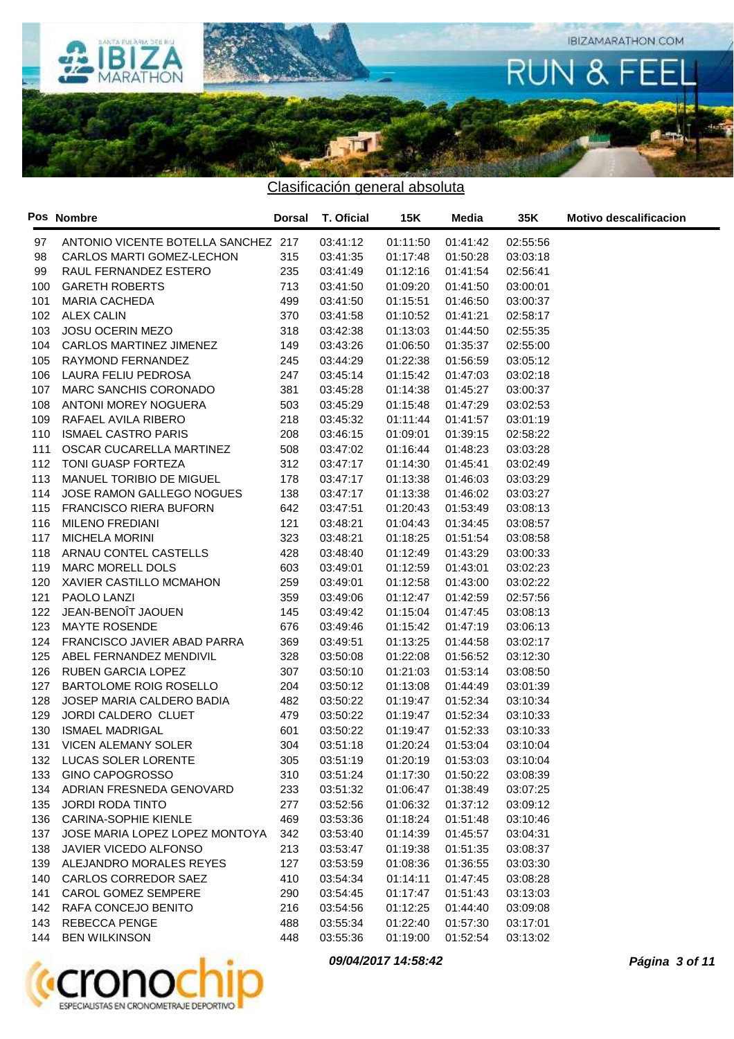## Clasificación general absoluta

| Pos | Nombre | Dorsal | T. Oficial | 15K | Media | 35K | Motivo descalificacion |
|---|---|---|---|---|---|---|---|
| 97 | ANTONIO VICENTE BOTELLA SANCHEZ | 217 | 03:41:12 | 01:11:50 | 01:41:42 | 02:55:56 | |
| 98 | CARLOS MARTI GOMEZ-LECHON | 315 | 03:41:35 | 01:17:48 | 01:50:28 | 03:03:18 | |
| 99 | RAUL FERNANDEZ ESTERO | 235 | 03:41:49 | 01:12:16 | 01:41:54 | 02:56:41 | |
| 100 | GARETH ROBERTS | 713 | 03:41:50 | 01:09:20 | 01:41:50 | 03:00:01 | |
| 101 | MARIA CACHEDA | 499 | 03:41:50 | 01:15:51 | 01:46:50 | 03:00:37 | |
| 102 | ALEX CALIN | 370 | 03:41:58 | 01:10:52 | 01:41:21 | 02:58:17 | |
| 103 | JOSU OCERIN MEZO | 318 | 03:42:38 | 01:13:03 | 01:44:50 | 02:55:35 | |
| 104 | CARLOS MARTINEZ JIMENEZ | 149 | 03:43:26 | 01:06:50 | 01:35:37 | 02:55:00 | |
| 105 | RAYMOND FERNANDEZ | 245 | 03:44:29 | 01:22:38 | 01:56:59 | 03:05:12 | |
| 106 | LAURA FELIU PEDROSA | 247 | 03:45:14 | 01:15:42 | 01:47:03 | 03:02:18 | |
| 107 | MARC SANCHIS CORONADO | 381 | 03:45:28 | 01:14:38 | 01:45:27 | 03:00:37 | |
| 108 | ANTONI MOREY NOGUERA | 503 | 03:45:29 | 01:15:48 | 01:47:29 | 03:02:53 | |
| 109 | RAFAEL AVILA RIBERO | 218 | 03:45:32 | 01:11:44 | 01:41:57 | 03:01:19 | |
| 110 | ISMAEL CASTRO PARIS | 208 | 03:46:15 | 01:09:01 | 01:39:15 | 02:58:22 | |
| 111 | OSCAR CUCARELLA MARTINEZ | 508 | 03:47:02 | 01:16:44 | 01:48:23 | 03:03:28 | |
| 112 | TONI GUASP FORTEZA | 312 | 03:47:17 | 01:14:30 | 01:45:41 | 03:02:49 | |
| 113 | MANUEL TORIBIO DE MIGUEL | 178 | 03:47:17 | 01:13:38 | 01:46:03 | 03:03:29 | |
| 114 | JOSE RAMON GALLEGO NOGUES | 138 | 03:47:17 | 01:13:38 | 01:46:02 | 03:03:27 | |
| 115 | FRANCISCO RIERA BUFORN | 642 | 03:47:51 | 01:20:43 | 01:53:49 | 03:08:13 | |
| 116 | MILENO FREDIANI | 121 | 03:48:21 | 01:04:43 | 01:34:45 | 03:08:57 | |
| 117 | MICHELA MORINI | 323 | 03:48:21 | 01:18:25 | 01:51:54 | 03:08:58 | |
| 118 | ARNAU CONTEL CASTELLS | 428 | 03:48:40 | 01:12:49 | 01:43:29 | 03:00:33 | |
| 119 | MARC MORELL DOLS | 603 | 03:49:01 | 01:12:59 | 01:43:01 | 03:02:23 | |
| 120 | XAVIER CASTILLO MCMAHON | 259 | 03:49:01 | 01:12:58 | 01:43:00 | 03:02:22 | |
| 121 | PAOLO LANZI | 359 | 03:49:06 | 01:12:47 | 01:42:59 | 02:57:56 | |
| 122 | JEAN-BENOÎT JAOUEN | 145 | 03:49:42 | 01:15:04 | 01:47:45 | 03:08:13 | |
| 123 | MAYTE ROSENDE | 676 | 03:49:46 | 01:15:42 | 01:47:19 | 03:06:13 | |
| 124 | FRANCISCO JAVIER ABAD PARRA | 369 | 03:49:51 | 01:13:25 | 01:44:58 | 03:02:17 | |
| 125 | ABEL FERNANDEZ MENDIVIL | 328 | 03:50:08 | 01:22:08 | 01:56:52 | 03:12:30 | |
| 126 | RUBEN GARCIA LOPEZ | 307 | 03:50:10 | 01:21:03 | 01:53:14 | 03:08:50 | |
| 127 | BARTOLOME ROIG ROSELLO | 204 | 03:50:12 | 01:13:08 | 01:44:49 | 03:01:39 | |
| 128 | JOSEP MARIA CALDERO BADIA | 482 | 03:50:22 | 01:19:47 | 01:52:34 | 03:10:34 | |
| 129 | JORDI CALDERO CLUET | 479 | 03:50:22 | 01:19:47 | 01:52:34 | 03:10:33 | |
| 130 | ISMAEL MADRIGAL | 601 | 03:50:22 | 01:19:47 | 01:52:33 | 03:10:33 | |
| 131 | VICEN ALEMANY SOLER | 304 | 03:51:18 | 01:20:24 | 01:53:04 | 03:10:04 | |
| 132 | LUCAS SOLER LORENTE | 305 | 03:51:19 | 01:20:19 | 01:53:03 | 03:10:04 | |
| 133 | GINO CAPOGROSSO | 310 | 03:51:24 | 01:17:30 | 01:50:22 | 03:08:39 | |
| 134 | ADRIAN FRESNEDA GENOVARD | 233 | 03:51:32 | 01:06:47 | 01:38:49 | 03:07:25 | |
| 135 | JORDI RODA TINTO | 277 | 03:52:56 | 01:06:32 | 01:37:12 | 03:09:12 | |
| 136 | CARINA-SOPHIE KIENLE | 469 | 03:53:36 | 01:18:24 | 01:51:48 | 03:10:46 | |
| 137 | JOSE MARIA LOPEZ LOPEZ MONTOYA | 342 | 03:53:40 | 01:14:39 | 01:45:57 | 03:04:31 | |
| 138 | JAVIER VICEDO ALFONSO | 213 | 03:53:47 | 01:19:38 | 01:51:35 | 03:08:37 | |
| 139 | ALEJANDRO MORALES REYES | 127 | 03:53:59 | 01:08:36 | 01:36:55 | 03:03:30 | |
| 140 | CARLOS CORREDOR SAEZ | 410 | 03:54:34 | 01:14:11 | 01:47:45 | 03:08:28 | |
| 141 | CAROL GOMEZ SEMPERE | 290 | 03:54:45 | 01:17:47 | 01:51:43 | 03:13:03 | |
| 142 | RAFA CONCEJO BENITO | 216 | 03:54:56 | 01:12:25 | 01:44:40 | 03:09:08 | |
| 143 | REBECCA PENGE | 488 | 03:55:34 | 01:22:40 | 01:57:30 | 03:17:01 | |
| 144 | BEN WILKINSON | 448 | 03:55:36 | 01:19:00 | 01:52:54 | 03:13:02 | |

*09/04/2017 14:58:42*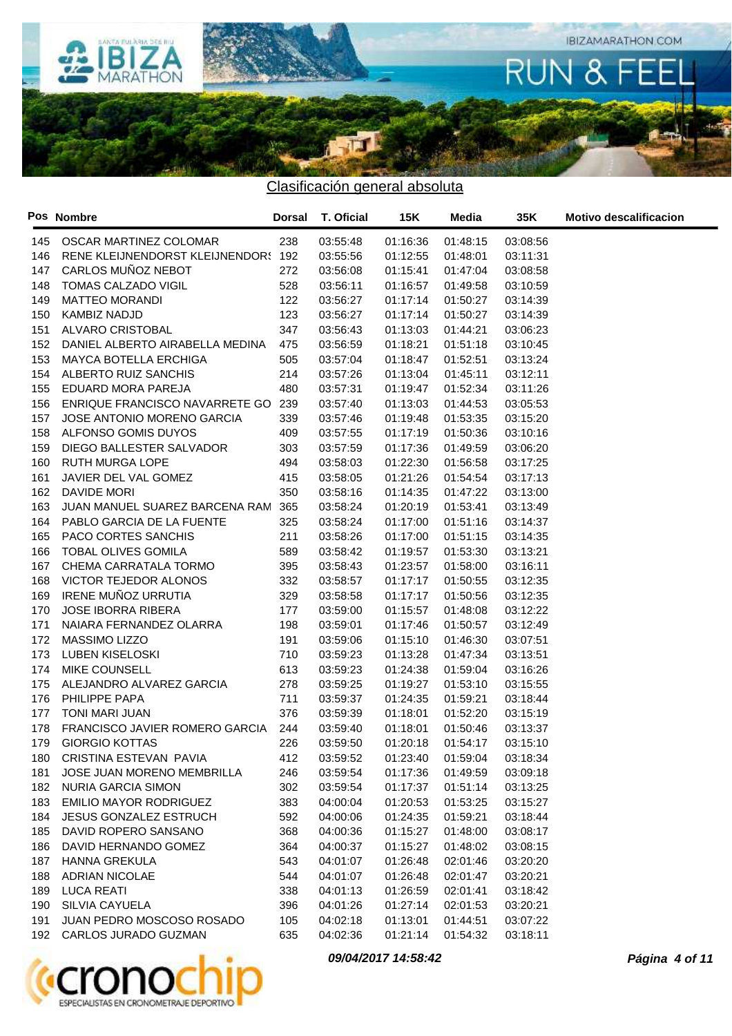## Clasificación general absoluta

| Pos | Nombre | Dorsal | T. Oficial | 15K | Media | 35K | Motivo descalificacion |
|---|---|---|---|---|---|---|---|
| 145 | OSCAR MARTINEZ COLOMAR | 238 | 03:55:48 | 01:16:36 | 01:48:15 | 03:08:56 | |
| 146 | RENE KLEIJNENDORST KLEIJNENDORS | 192 | 03:55:56 | 01:12:55 | 01:48:01 | 03:11:31 | |
| 147 | CARLOS MUÑOZ NEBOT | 272 | 03:56:08 | 01:15:41 | 01:47:04 | 03:08:58 | |
| 148 | TOMAS CALZADO VIGIL | 528 | 03:56:11 | 01:16:57 | 01:49:58 | 03:10:59 | |
| 149 | MATTEO MORANDI | 122 | 03:56:27 | 01:17:14 | 01:50:27 | 03:14:39 | |
| 150 | KAMBIZ NADJD | 123 | 03:56:27 | 01:17:14 | 01:50:27 | 03:14:39 | |
| 151 | ALVARO CRISTOBAL | 347 | 03:56:43 | 01:13:03 | 01:44:21 | 03:06:23 | |
| 152 | DANIEL ALBERTO AIRABELLA MEDINA | 475 | 03:56:59 | 01:18:21 | 01:51:18 | 03:10:45 | |
| 153 | MAYCA BOTELLA ERCHIGA | 505 | 03:57:04 | 01:18:47 | 01:52:51 | 03:13:24 | |
| 154 | ALBERTO RUIZ SANCHIS | 214 | 03:57:26 | 01:13:04 | 01:45:11 | 03:12:11 | |
| 155 | EDUARD MORA PAREJA | 480 | 03:57:31 | 01:19:47 | 01:52:34 | 03:11:26 | |
| 156 | ENRIQUE FRANCISCO NAVARRETE GO | 239 | 03:57:40 | 01:13:03 | 01:44:53 | 03:05:53 | |
| 157 | JOSE ANTONIO MORENO GARCIA | 339 | 03:57:46 | 01:19:48 | 01:53:35 | 03:15:20 | |
| 158 | ALFONSO GOMIS DUYOS | 409 | 03:57:55 | 01:17:19 | 01:50:36 | 03:10:16 | |
| 159 | DIEGO BALLESTER SALVADOR | 303 | 03:57:59 | 01:17:36 | 01:49:59 | 03:06:20 | |
| 160 | RUTH MURGA LOPE | 494 | 03:58:03 | 01:22:30 | 01:56:58 | 03:17:25 | |
| 161 | JAVIER DEL VAL GOMEZ | 415 | 03:58:05 | 01:21:26 | 01:54:54 | 03:17:13 | |
| 162 | DAVIDE MORI | 350 | 03:58:16 | 01:14:35 | 01:47:22 | 03:13:00 | |
| 163 | JUAN MANUEL SUAREZ BARCENA RAM | 365 | 03:58:24 | 01:20:19 | 01:53:41 | 03:13:49 | |
| 164 | PABLO GARCIA DE LA FUENTE | 325 | 03:58:24 | 01:17:00 | 01:51:16 | 03:14:37 | |
| 165 | PACO CORTES SANCHIS | 211 | 03:58:26 | 01:17:00 | 01:51:15 | 03:14:35 | |
| 166 | TOBAL OLIVES GOMILA | 589 | 03:58:42 | 01:19:57 | 01:53:30 | 03:13:21 | |
| 167 | CHEMA CARRATALA TORMO | 395 | 03:58:43 | 01:23:57 | 01:58:00 | 03:16:11 | |
| 168 | VICTOR TEJEDOR ALONOS | 332 | 03:58:57 | 01:17:17 | 01:50:55 | 03:12:35 | |
| 169 | IRENE MUÑOZ URRUTIA | 329 | 03:58:58 | 01:17:17 | 01:50:56 | 03:12:35 | |
| 170 | JOSE IBORRA RIBERA | 177 | 03:59:00 | 01:15:57 | 01:48:08 | 03:12:22 | |
| 171 | NAIARA FERNANDEZ OLARRA | 198 | 03:59:01 | 01:17:46 | 01:50:57 | 03:12:49 | |
| 172 | MASSIMO LIZZO | 191 | 03:59:06 | 01:15:10 | 01:46:30 | 03:07:51 | |
| 173 | LUBEN KISELOSKI | 710 | 03:59:23 | 01:13:28 | 01:47:34 | 03:13:51 | |
| 174 | MIKE COUNSELL | 613 | 03:59:23 | 01:24:38 | 01:59:04 | 03:16:26 | |
| 175 | ALEJANDRO ALVAREZ GARCIA | 278 | 03:59:25 | 01:19:27 | 01:53:10 | 03:15:55 | |
| 176 | PHILIPPE PAPA | 711 | 03:59:37 | 01:24:35 | 01:59:21 | 03:18:44 | |
| 177 | TONI MARI JUAN | 376 | 03:59:39 | 01:18:01 | 01:52:20 | 03:15:19 | |
| 178 | FRANCISCO JAVIER ROMERO GARCIA | 244 | 03:59:40 | 01:18:01 | 01:50:46 | 03:13:37 | |
| 179 | GIORGIO KOTTAS | 226 | 03:59:50 | 01:20:18 | 01:54:17 | 03:15:10 | |
| 180 | CRISTINA ESTEVAN PAVIA | 412 | 03:59:52 | 01:23:40 | 01:59:04 | 03:18:34 | |
| 181 | JOSE JUAN MORENO MEMBRILLA | 246 | 03:59:54 | 01:17:36 | 01:49:59 | 03:09:18 | |
| 182 | NURIA GARCIA SIMON | 302 | 03:59:54 | 01:17:37 | 01:51:14 | 03:13:25 | |
| 183 | EMILIO MAYOR RODRIGUEZ | 383 | 04:00:04 | 01:20:53 | 01:53:25 | 03:15:27 | |
| 184 | JESUS GONZALEZ ESTRUCH | 592 | 04:00:06 | 01:24:35 | 01:59:21 | 03:18:44 | |
| 185 | DAVID ROPERO SANSANO | 368 | 04:00:36 | 01:15:27 | 01:48:00 | 03:08:17 | |
| 186 | DAVID HERNANDO GOMEZ | 364 | 04:00:37 | 01:15:27 | 01:48:02 | 03:08:15 | |
| 187 | HANNA GREKULA | 543 | 04:01:07 | 01:26:48 | 02:01:46 | 03:20:20 | |
| 188 | ADRIAN NICOLAE | 544 | 04:01:07 | 01:26:48 | 02:01:47 | 03:20:21 | |
| 189 | LUCA REATI | 338 | 04:01:13 | 01:26:59 | 02:01:41 | 03:18:42 | |
| 190 | SILVIA CAYUELA | 396 | 04:01:26 | 01:27:14 | 02:01:53 | 03:20:21 | |
| 191 | JUAN PEDRO MOSCOSO ROSADO | 105 | 04:02:18 | 01:13:01 | 01:44:51 | 03:07:22 | |
| 192 | CARLOS JURADO GUZMAN | 635 | 04:02:36 | 01:21:14 | 01:54:32 | 03:18:11 | |

*09/04/2017 14:58:42*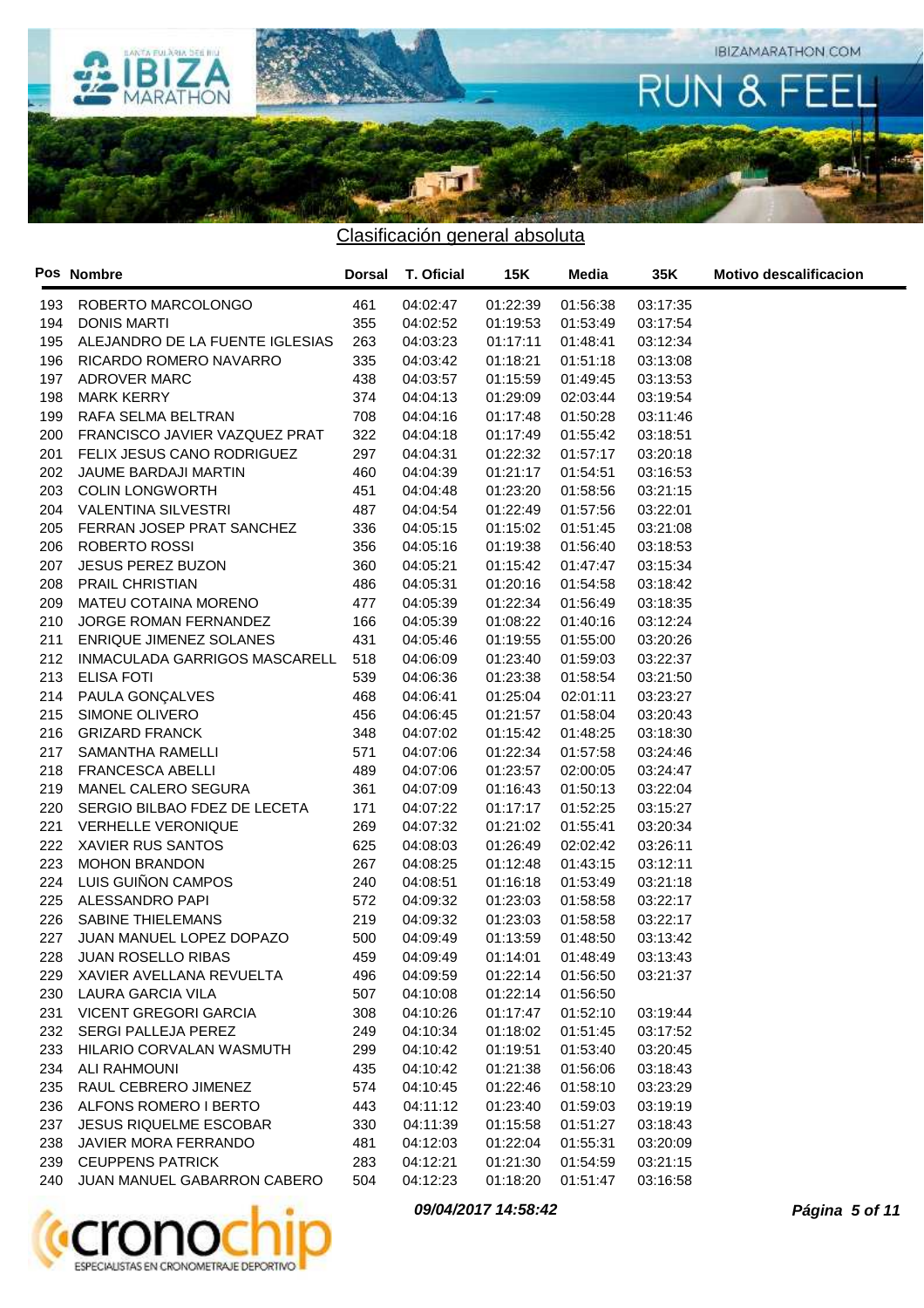## Clasificación general absoluta

| Pos | Nombre | Dorsal | T. Oficial | 15K | Media | 35K | Motivo descalificacion |
|---|---|---|---|---|---|---|---|
| 193 | ROBERTO MARCOLONGO | 461 | 04:02:47 | 01:22:39 | 01:56:38 | 03:17:35 | |
| 194 | DONIS MARTI | 355 | 04:02:52 | 01:19:53 | 01:53:49 | 03:17:54 | |
| 195 | ALEJANDRO DE LA FUENTE IGLESIAS | 263 | 04:03:23 | 01:17:11 | 01:48:41 | 03:12:34 | |
| 196 | RICARDO ROMERO NAVARRO | 335 | 04:03:42 | 01:18:21 | 01:51:18 | 03:13:08 | |
| 197 | ADROVER MARC | 438 | 04:03:57 | 01:15:59 | 01:49:45 | 03:13:53 | |
| 198 | MARK KERRY | 374 | 04:04:13 | 01:29:09 | 02:03:44 | 03:19:54 | |
| 199 | RAFA SELMA BELTRAN | 708 | 04:04:16 | 01:17:48 | 01:50:28 | 03:11:46 | |
| 200 | FRANCISCO JAVIER VAZQUEZ PRAT | 322 | 04:04:18 | 01:17:49 | 01:55:42 | 03:18:51 | |
| 201 | FELIX JESUS CANO RODRIGUEZ | 297 | 04:04:31 | 01:22:32 | 01:57:17 | 03:20:18 | |
| 202 | JAUME BARDAJI MARTIN | 460 | 04:04:39 | 01:21:17 | 01:54:51 | 03:16:53 | |
| 203 | COLIN LONGWORTH | 451 | 04:04:48 | 01:23:20 | 01:58:56 | 03:21:15 | |
| 204 | VALENTINA SILVESTRI | 487 | 04:04:54 | 01:22:49 | 01:57:56 | 03:22:01 | |
| 205 | FERRAN JOSEP PRAT SANCHEZ | 336 | 04:05:15 | 01:15:02 | 01:51:45 | 03:21:08 | |
| 206 | ROBERTO ROSSI | 356 | 04:05:16 | 01:19:38 | 01:56:40 | 03:18:53 | |
| 207 | JESUS PEREZ BUZON | 360 | 04:05:21 | 01:15:42 | 01:47:47 | 03:15:34 | |
| 208 | PRAIL CHRISTIAN | 486 | 04:05:31 | 01:20:16 | 01:54:58 | 03:18:42 | |
| 209 | MATEU COTAINA MORENO | 477 | 04:05:39 | 01:22:34 | 01:56:49 | 03:18:35 | |
| 210 | JORGE ROMAN FERNANDEZ | 166 | 04:05:39 | 01:08:22 | 01:40:16 | 03:12:24 | |
| 211 | ENRIQUE JIMENEZ SOLANES | 431 | 04:05:46 | 01:19:55 | 01:55:00 | 03:20:26 | |
| 212 | INMACULADA GARRIGOS MASCARELL | 518 | 04:06:09 | 01:23:40 | 01:59:03 | 03:22:37 | |
| 213 | ELISA FOTI | 539 | 04:06:36 | 01:23:38 | 01:58:54 | 03:21:50 | |
| 214 | PAULA GONÇALVES | 468 | 04:06:41 | 01:25:04 | 02:01:11 | 03:23:27 | |
| 215 | SIMONE OLIVERO | 456 | 04:06:45 | 01:21:57 | 01:58:04 | 03:20:43 | |
| 216 | GRIZARD FRANCK | 348 | 04:07:02 | 01:15:42 | 01:48:25 | 03:18:30 | |
| 217 | SAMANTHA RAMELLI | 571 | 04:07:06 | 01:22:34 | 01:57:58 | 03:24:46 | |
| 218 | FRANCESCA ABELLI | 489 | 04:07:06 | 01:23:57 | 02:00:05 | 03:24:47 | |
| 219 | MANEL CALERO SEGURA | 361 | 04:07:09 | 01:16:43 | 01:50:13 | 03:22:04 | |
| 220 | SERGIO BILBAO FDEZ DE LECETA | 171 | 04:07:22 | 01:17:17 | 01:52:25 | 03:15:27 | |
| 221 | VERHELLE VERONIQUE | 269 | 04:07:32 | 01:21:02 | 01:55:41 | 03:20:34 | |
| 222 | XAVIER RUS SANTOS | 625 | 04:08:03 | 01:26:49 | 02:02:42 | 03:26:11 | |
| 223 | MOHON BRANDON | 267 | 04:08:25 | 01:12:48 | 01:43:15 | 03:12:11 | |
| 224 | LUIS GUIÑON CAMPOS | 240 | 04:08:51 | 01:16:18 | 01:53:49 | 03:21:18 | |
| 225 | ALESSANDRO PAPI | 572 | 04:09:32 | 01:23:03 | 01:58:58 | 03:22:17 | |
| 226 | SABINE THIELEMANS | 219 | 04:09:32 | 01:23:03 | 01:58:58 | 03:22:17 | |
| 227 | JUAN MANUEL LOPEZ DOPAZO | 500 | 04:09:49 | 01:13:59 | 01:48:50 | 03:13:42 | |
| 228 | JUAN ROSELLO RIBAS | 459 | 04:09:49 | 01:14:01 | 01:48:49 | 03:13:43 | |
| 229 | XAVIER AVELLANA REVUELTA | 496 | 04:09:59 | 01:22:14 | 01:56:50 | 03:21:37 | |
| 230 | LAURA GARCIA VILA | 507 | 04:10:08 | 01:22:14 | 01:56:50 | | |
| 231 | VICENT GREGORI GARCIA | 308 | 04:10:26 | 01:17:47 | 01:52:10 | 03:19:44 | |
| 232 | SERGI PALLEJA PEREZ | 249 | 04:10:34 | 01:18:02 | 01:51:45 | 03:17:52 | |
| 233 | HILARIO CORVALAN WASMUTH | 299 | 04:10:42 | 01:19:51 | 01:53:40 | 03:20:45 | |
| 234 | ALI RAHMOUNI | 435 | 04:10:42 | 01:21:38 | 01:56:06 | 03:18:43 | |
| 235 | RAUL CEBRERO JIMENEZ | 574 | 04:10:45 | 01:22:46 | 01:58:10 | 03:23:29 | |
| 236 | ALFONS ROMERO I BERTO | 443 | 04:11:12 | 01:23:40 | 01:59:03 | 03:19:19 | |
| 237 | JESUS RIQUELME ESCOBAR | 330 | 04:11:39 | 01:15:58 | 01:51:27 | 03:18:43 | |
| 238 | JAVIER MORA FERRANDO | 481 | 04:12:03 | 01:22:04 | 01:55:31 | 03:20:09 | |
| 239 | CEUPPENS PATRICK | 283 | 04:12:21 | 01:21:30 | 01:54:59 | 03:21:15 | |
| 240 | JUAN MANUEL GABARRON CABERO | 504 | 04:12:23 | 01:18:20 | 01:51:47 | 03:16:58 | |

***09/04/2017 14:58:42***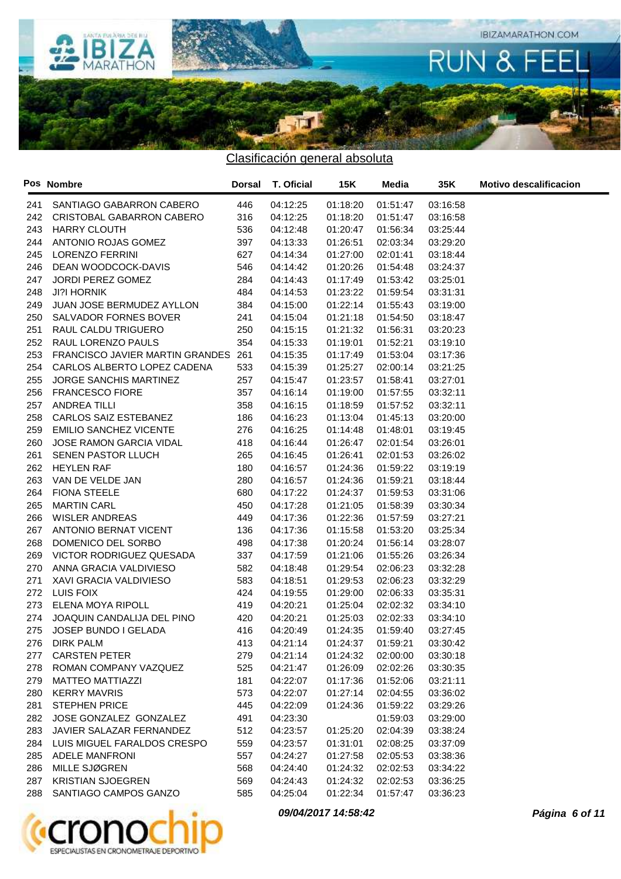## Clasificación general absoluta

| Pos | Nombre | Dorsal | T. Oficial | 15K | Media | 35K | Motivo descalificacion |
|---|---|---|---|---|---|---|---|
| 241 | SANTIAGO GABARRON CABERO | 446 | 04:12:25 | 01:18:20 | 01:51:47 | 03:16:58 | |
| 242 | CRISTOBAL GABARRON CABERO | 316 | 04:12:25 | 01:18:20 | 01:51:47 | 03:16:58 | |
| 243 | HARRY CLOUTH | 536 | 04:12:48 | 01:20:47 | 01:56:34 | 03:25:44 | |
| 244 | ANTONIO ROJAS GOMEZ | 397 | 04:13:33 | 01:26:51 | 02:03:34 | 03:29:20 | |
| 245 | LORENZO FERRINI | 627 | 04:14:34 | 01:27:00 | 02:01:41 | 03:18:44 | |
| 246 | DEAN WOODCOCK-DAVIS | 546 | 04:14:42 | 01:20:26 | 01:54:48 | 03:24:37 | |
| 247 | JORDI PEREZ GOMEZ | 284 | 04:14:43 | 01:17:49 | 01:53:42 | 03:25:01 | |
| 248 | JI?I HORNIK | 484 | 04:14:53 | 01:23:22 | 01:59:54 | 03:31:31 | |
| 249 | JUAN JOSE BERMUDEZ AYLLON | 384 | 04:15:00 | 01:22:14 | 01:55:43 | 03:19:00 | |
| 250 | SALVADOR FORNES BOVER | 241 | 04:15:04 | 01:21:18 | 01:54:50 | 03:18:47 | |
| 251 | RAUL CALDU TRIGUERO | 250 | 04:15:15 | 01:21:32 | 01:56:31 | 03:20:23 | |
| 252 | RAUL LORENZO PAULS | 354 | 04:15:33 | 01:19:01 | 01:52:21 | 03:19:10 | |
| 253 | FRANCISCO JAVIER MARTIN GRANDES | 261 | 04:15:35 | 01:17:49 | 01:53:04 | 03:17:36 | |
| 254 | CARLOS ALBERTO LOPEZ CADENA | 533 | 04:15:39 | 01:25:27 | 02:00:14 | 03:21:25 | |
| 255 | JORGE SANCHIS MARTINEZ | 257 | 04:15:47 | 01:23:57 | 01:58:41 | 03:27:01 | |
| 256 | FRANCESCO FIORE | 357 | 04:16:14 | 01:19:00 | 01:57:55 | 03:32:11 | |
| 257 | ANDREA TILLI | 358 | 04:16:15 | 01:18:59 | 01:57:52 | 03:32:11 | |
| 258 | CARLOS SAIZ ESTEBANEZ | 186 | 04:16:23 | 01:13:04 | 01:45:13 | 03:20:00 | |
| 259 | EMILIO SANCHEZ VICENTE | 276 | 04:16:25 | 01:14:48 | 01:48:01 | 03:19:45 | |
| 260 | JOSE RAMON GARCIA VIDAL | 418 | 04:16:44 | 01:26:47 | 02:01:54 | 03:26:01 | |
| 261 | SENEN PASTOR LLUCH | 265 | 04:16:45 | 01:26:41 | 02:01:53 | 03:26:02 | |
| 262 | HEYLEN RAF | 180 | 04:16:57 | 01:24:36 | 01:59:22 | 03:19:19 | |
| 263 | VAN DE VELDE JAN | 280 | 04:16:57 | 01:24:36 | 01:59:21 | 03:18:44 | |
| 264 | FIONA STEELE | 680 | 04:17:22 | 01:24:37 | 01:59:53 | 03:31:06 | |
| 265 | MARTIN CARL | 450 | 04:17:28 | 01:21:05 | 01:58:39 | 03:30:34 | |
| 266 | WISLER ANDREAS | 449 | 04:17:36 | 01:22:36 | 01:57:59 | 03:27:21 | |
| 267 | ANTONIO BERNAT VICENT | 136 | 04:17:36 | 01:15:58 | 01:53:20 | 03:25:34 | |
| 268 | DOMENICO DEL SORBO | 498 | 04:17:38 | 01:20:24 | 01:56:14 | 03:28:07 | |
| 269 | VICTOR RODRIGUEZ QUESADA | 337 | 04:17:59 | 01:21:06 | 01:55:26 | 03:26:34 | |
| 270 | ANNA GRACIA VALDIVIESO | 582 | 04:18:48 | 01:29:54 | 02:06:23 | 03:32:28 | |
| 271 | XAVI GRACIA VALDIVIESO | 583 | 04:18:51 | 01:29:53 | 02:06:23 | 03:32:29 | |
| 272 | LUIS FOIX | 424 | 04:19:55 | 01:29:00 | 02:06:33 | 03:35:31 | |
| 273 | ELENA MOYA RIPOLL | 419 | 04:20:21 | 01:25:04 | 02:02:32 | 03:34:10 | |
| 274 | JOAQUIN CANDALIJA DEL PINO | 420 | 04:20:21 | 01:25:03 | 02:02:33 | 03:34:10 | |
| 275 | JOSEP BUNDO I GELADA | 416 | 04:20:49 | 01:24:35 | 01:59:40 | 03:27:45 | |
| 276 | DIRK PALM | 413 | 04:21:14 | 01:24:37 | 01:59:21 | 03:30:42 | |
| 277 | CARSTEN PETER | 279 | 04:21:14 | 01:24:32 | 02:00:00 | 03:30:18 | |
| 278 | ROMAN COMPANY VAZQUEZ | 525 | 04:21:47 | 01:26:09 | 02:02:26 | 03:30:35 | |
| 279 | MATTEO MATTIAZZI | 181 | 04:22:07 | 01:17:36 | 01:52:06 | 03:21:11 | |
| 280 | KERRY MAVRIS | 573 | 04:22:07 | 01:27:14 | 02:04:55 | 03:36:02 | |
| 281 | STEPHEN PRICE | 445 | 04:22:09 | 01:24:36 | 01:59:22 | 03:29:26 | |
| 282 | JOSE GONZALEZ GONZALEZ | 491 | 04:23:30 | | 01:59:03 | 03:29:00 | |
| 283 | JAVIER SALAZAR FERNANDEZ | 512 | 04:23:57 | 01:25:20 | 02:04:39 | 03:38:24 | |
| 284 | LUIS MIGUEL FARALDOS CRESPO | 559 | 04:23:57 | 01:31:01 | 02:08:25 | 03:37:09 | |
| 285 | ADELE MANFRONI | 557 | 04:24:27 | 01:27:58 | 02:05:53 | 03:38:36 | |
| 286 | MILLE SJØGREN | 568 | 04:24:40 | 01:24:32 | 02:02:53 | 03:34:22 | |
| 287 | KRISTIAN SJOEGREN | 569 | 04:24:43 | 01:24:32 | 02:02:53 | 03:36:25 | |
| 288 | SANTIAGO CAMPOS GANZO | 585 | 04:25:04 | 01:22:34 | 01:57:47 | 03:36:23 | |

*09/04/2017 14:58:42*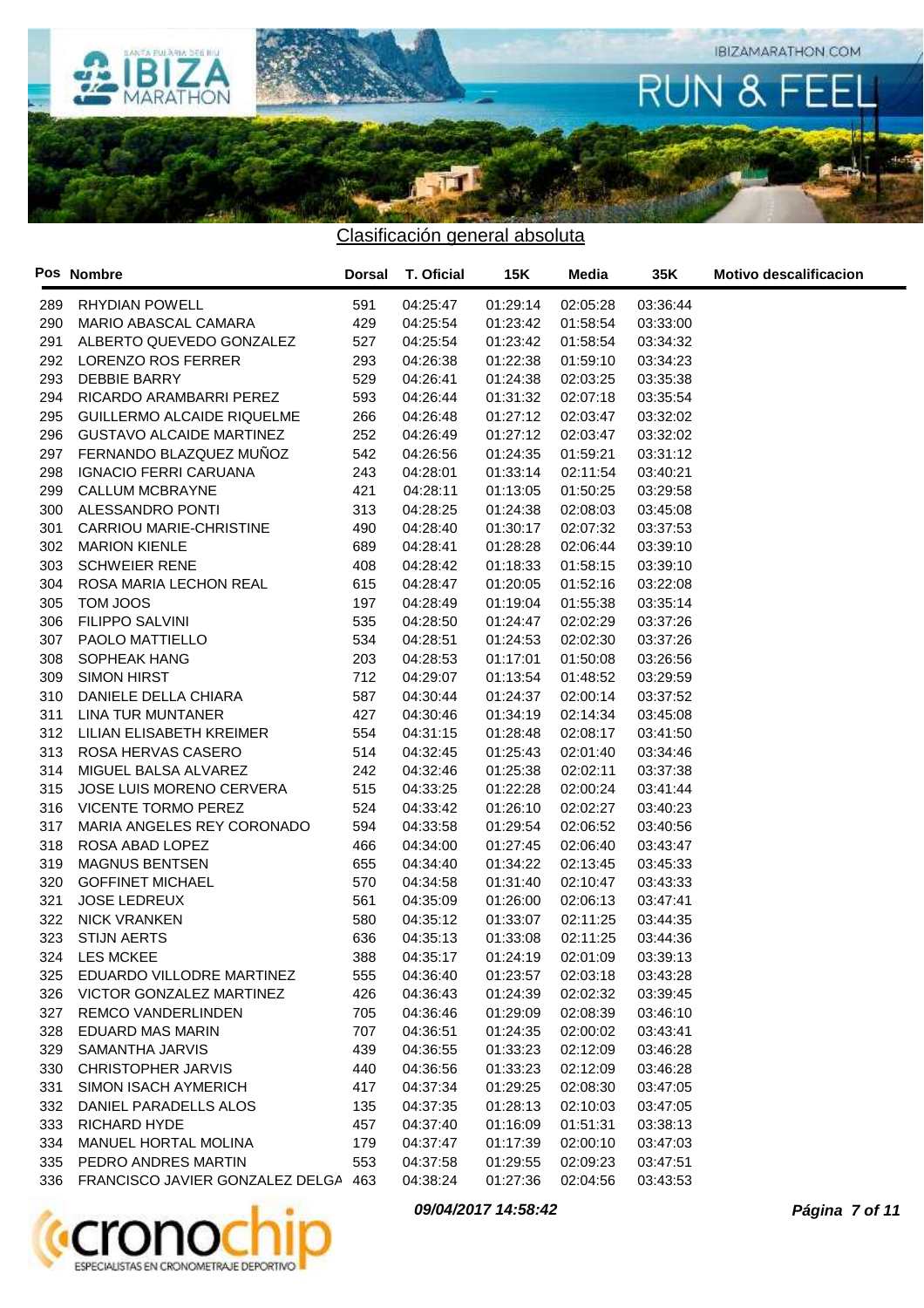## Clasificación general absoluta

| Pos | Nombre | Dorsal | T. Oficial | 15K | Media | 35K | Motivo descalificacion |
|---|---|---|---|---|---|---|---|
| 289 | RHYDIAN POWELL | 591 | 04:25:47 | 01:29:14 | 02:05:28 | 03:36:44 | |
| 290 | MARIO ABASCAL CAMARA | 429 | 04:25:54 | 01:23:42 | 01:58:54 | 03:33:00 | |
| 291 | ALBERTO QUEVEDO GONZALEZ | 527 | 04:25:54 | 01:23:42 | 01:58:54 | 03:34:32 | |
| 292 | LORENZO ROS FERRER | 293 | 04:26:38 | 01:22:38 | 01:59:10 | 03:34:23 | |
| 293 | DEBBIE BARRY | 529 | 04:26:41 | 01:24:38 | 02:03:25 | 03:35:38 | |
| 294 | RICARDO ARAMBARRI PEREZ | 593 | 04:26:44 | 01:31:32 | 02:07:18 | 03:35:54 | |
| 295 | GUILLERMO ALCAIDE RIQUELME | 266 | 04:26:48 | 01:27:12 | 02:03:47 | 03:32:02 | |
| 296 | GUSTAVO ALCAIDE MARTINEZ | 252 | 04:26:49 | 01:27:12 | 02:03:47 | 03:32:02 | |
| 297 | FERNANDO BLAZQUEZ MUÑOZ | 542 | 04:26:56 | 01:24:35 | 01:59:21 | 03:31:12 | |
| 298 | IGNACIO FERRI CARUANA | 243 | 04:28:01 | 01:33:14 | 02:11:54 | 03:40:21 | |
| 299 | CALLUM MCBRAYNE | 421 | 04:28:11 | 01:13:05 | 01:50:25 | 03:29:58 | |
| 300 | ALESSANDRO PONTI | 313 | 04:28:25 | 01:24:38 | 02:08:03 | 03:45:08 | |
| 301 | CARRIOU MARIE-CHRISTINE | 490 | 04:28:40 | 01:30:17 | 02:07:32 | 03:37:53 | |
| 302 | MARION KIENLE | 689 | 04:28:41 | 01:28:28 | 02:06:44 | 03:39:10 | |
| 303 | SCHWEIER RENE | 408 | 04:28:42 | 01:18:33 | 01:58:15 | 03:39:10 | |
| 304 | ROSA MARIA LECHON REAL | 615 | 04:28:47 | 01:20:05 | 01:52:16 | 03:22:08 | |
| 305 | TOM JOOS | 197 | 04:28:49 | 01:19:04 | 01:55:38 | 03:35:14 | |
| 306 | FILIPPO SALVINI | 535 | 04:28:50 | 01:24:47 | 02:02:29 | 03:37:26 | |
| 307 | PAOLO MATTIELLO | 534 | 04:28:51 | 01:24:53 | 02:02:30 | 03:37:26 | |
| 308 | SOPHEAK HANG | 203 | 04:28:53 | 01:17:01 | 01:50:08 | 03:26:56 | |
| 309 | SIMON HIRST | 712 | 04:29:07 | 01:13:54 | 01:48:52 | 03:29:59 | |
| 310 | DANIELE DELLA CHIARA | 587 | 04:30:44 | 01:24:37 | 02:00:14 | 03:37:52 | |
| 311 | LINA TUR MUNTANER | 427 | 04:30:46 | 01:34:19 | 02:14:34 | 03:45:08 | |
| 312 | LILIAN ELISABETH KREIMER | 554 | 04:31:15 | 01:28:48 | 02:08:17 | 03:41:50 | |
| 313 | ROSA HERVAS CASERO | 514 | 04:32:45 | 01:25:43 | 02:01:40 | 03:34:46 | |
| 314 | MIGUEL BALSA ALVAREZ | 242 | 04:32:46 | 01:25:38 | 02:02:11 | 03:37:38 | |
| 315 | JOSE LUIS MORENO CERVERA | 515 | 04:33:25 | 01:22:28 | 02:00:24 | 03:41:44 | |
| 316 | VICENTE TORMO PEREZ | 524 | 04:33:42 | 01:26:10 | 02:02:27 | 03:40:23 | |
| 317 | MARIA ANGELES REY CORONADO | 594 | 04:33:58 | 01:29:54 | 02:06:52 | 03:40:56 | |
| 318 | ROSA ABAD LOPEZ | 466 | 04:34:00 | 01:27:45 | 02:06:40 | 03:43:47 | |
| 319 | MAGNUS BENTSEN | 655 | 04:34:40 | 01:34:22 | 02:13:45 | 03:45:33 | |
| 320 | GOFFINET MICHAEL | 570 | 04:34:58 | 01:31:40 | 02:10:47 | 03:43:33 | |
| 321 | JOSE LEDREUX | 561 | 04:35:09 | 01:26:00 | 02:06:13 | 03:47:41 | |
| 322 | NICK VRANKEN | 580 | 04:35:12 | 01:33:07 | 02:11:25 | 03:44:35 | |
| 323 | STIJN AERTS | 636 | 04:35:13 | 01:33:08 | 02:11:25 | 03:44:36 | |
| 324 | LES MCKEE | 388 | 04:35:17 | 01:24:19 | 02:01:09 | 03:39:13 | |
| 325 | EDUARDO VILLODRE MARTINEZ | 555 | 04:36:40 | 01:23:57 | 02:03:18 | 03:43:28 | |
| 326 | VICTOR GONZALEZ MARTINEZ | 426 | 04:36:43 | 01:24:39 | 02:02:32 | 03:39:45 | |
| 327 | REMCO VANDERLINDEN | 705 | 04:36:46 | 01:29:09 | 02:08:39 | 03:46:10 | |
| 328 | EDUARD MAS MARIN | 707 | 04:36:51 | 01:24:35 | 02:00:02 | 03:43:41 | |
| 329 | SAMANTHA JARVIS | 439 | 04:36:55 | 01:33:23 | 02:12:09 | 03:46:28 | |
| 330 | CHRISTOPHER JARVIS | 440 | 04:36:56 | 01:33:23 | 02:12:09 | 03:46:28 | |
| 331 | SIMON ISACH AYMERICH | 417 | 04:37:34 | 01:29:25 | 02:08:30 | 03:47:05 | |
| 332 | DANIEL PARADELLS ALOS | 135 | 04:37:35 | 01:28:13 | 02:10:03 | 03:47:05 | |
| 333 | RICHARD HYDE | 457 | 04:37:40 | 01:16:09 | 01:51:31 | 03:38:13 | |
| 334 | MANUEL HORTAL MOLINA | 179 | 04:37:47 | 01:17:39 | 02:00:10 | 03:47:03 | |
| 335 | PEDRO ANDRES MARTIN | 553 | 04:37:58 | 01:29:55 | 02:09:23 | 03:47:51 | |
| 336 | FRANCISCO JAVIER GONZALEZ DELGA | 463 | 04:38:24 | 01:27:36 | 02:04:56 | 03:43:53 | |

*09/04/2017 14:58:42*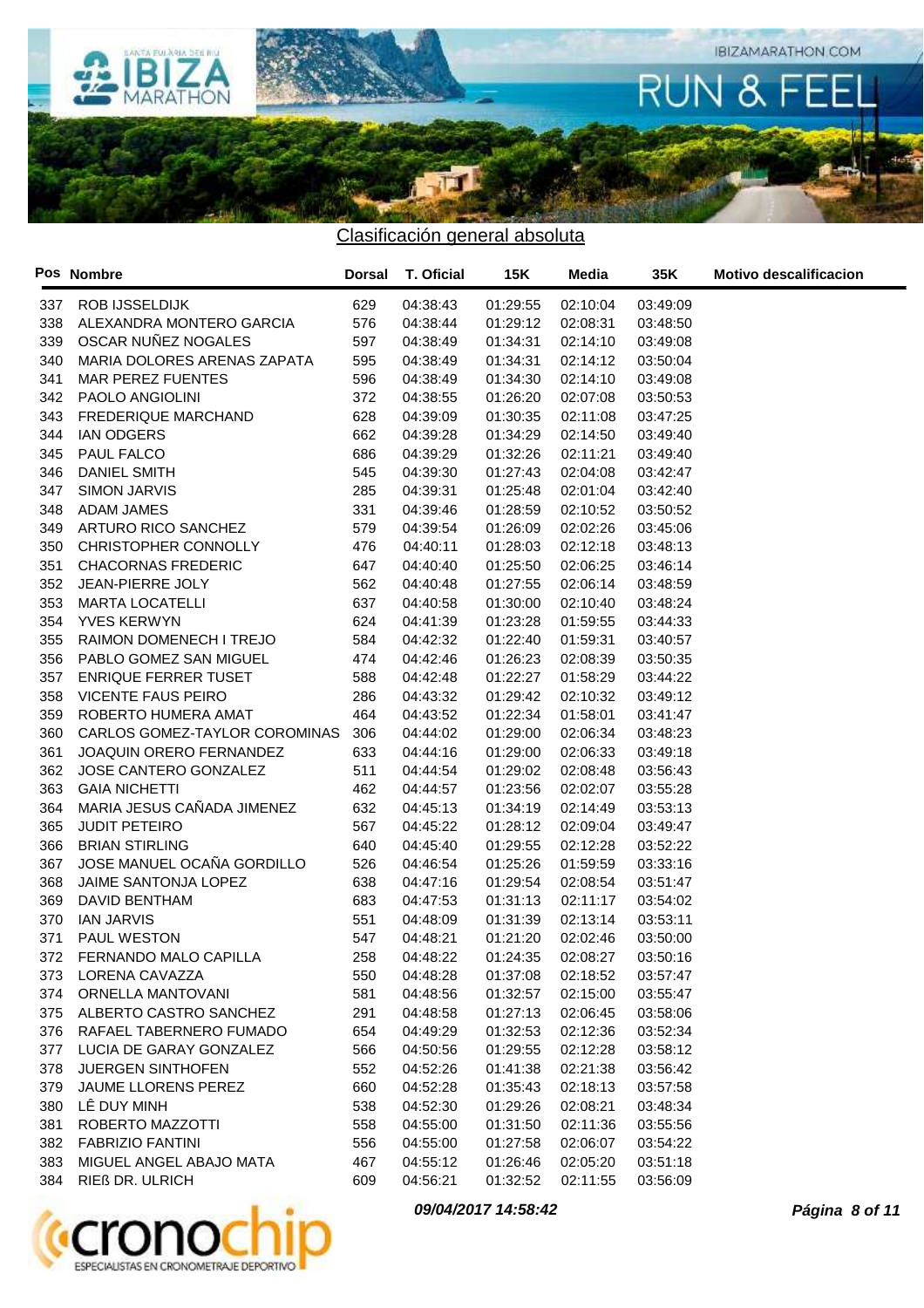## Clasificación general absoluta

| Pos | Nombre | Dorsal | T. Oficial | 15K | Media | 35K | Motivo descalificacion |
|---|---|---|---|---|---|---|---|
| 337 | ROB IJSSELDIJK | 629 | 04:38:43 | 01:29:55 | 02:10:04 | 03:49:09 | |
| 338 | ALEXANDRA MONTERO GARCIA | 576 | 04:38:44 | 01:29:12 | 02:08:31 | 03:48:50 | |
| 339 | OSCAR NUÑEZ NOGALES | 597 | 04:38:49 | 01:34:31 | 02:14:10 | 03:49:08 | |
| 340 | MARIA DOLORES ARENAS ZAPATA | 595 | 04:38:49 | 01:34:31 | 02:14:12 | 03:50:04 | |
| 341 | MAR PEREZ FUENTES | 596 | 04:38:49 | 01:34:30 | 02:14:10 | 03:49:08 | |
| 342 | PAOLO ANGIOLINI | 372 | 04:38:55 | 01:26:20 | 02:07:08 | 03:50:53 | |
| 343 | FREDERIQUE MARCHAND | 628 | 04:39:09 | 01:30:35 | 02:11:08 | 03:47:25 | |
| 344 | IAN ODGERS | 662 | 04:39:28 | 01:34:29 | 02:14:50 | 03:49:40 | |
| 345 | PAUL FALCO | 686 | 04:39:29 | 01:32:26 | 02:11:21 | 03:49:40 | |
| 346 | DANIEL SMITH | 545 | 04:39:30 | 01:27:43 | 02:04:08 | 03:42:47 | |
| 347 | SIMON JARVIS | 285 | 04:39:31 | 01:25:48 | 02:01:04 | 03:42:40 | |
| 348 | ADAM JAMES | 331 | 04:39:46 | 01:28:59 | 02:10:52 | 03:50:52 | |
| 349 | ARTURO RICO SANCHEZ | 579 | 04:39:54 | 01:26:09 | 02:02:26 | 03:45:06 | |
| 350 | CHRISTOPHER CONNOLLY | 476 | 04:40:11 | 01:28:03 | 02:12:18 | 03:48:13 | |
| 351 | CHACORNAS FREDERIC | 647 | 04:40:40 | 01:25:50 | 02:06:25 | 03:46:14 | |
| 352 | JEAN-PIERRE JOLY | 562 | 04:40:48 | 01:27:55 | 02:06:14 | 03:48:59 | |
| 353 | MARTA LOCATELLI | 637 | 04:40:58 | 01:30:00 | 02:10:40 | 03:48:24 | |
| 354 | YVES KERWYN | 624 | 04:41:39 | 01:23:28 | 01:59:55 | 03:44:33 | |
| 355 | RAIMON DOMENECH I TREJO | 584 | 04:42:32 | 01:22:40 | 01:59:31 | 03:40:57 | |
| 356 | PABLO GOMEZ SAN MIGUEL | 474 | 04:42:46 | 01:26:23 | 02:08:39 | 03:50:35 | |
| 357 | ENRIQUE FERRER TUSET | 588 | 04:42:48 | 01:22:27 | 01:58:29 | 03:44:22 | |
| 358 | VICENTE FAUS PEIRO | 286 | 04:43:32 | 01:29:42 | 02:10:32 | 03:49:12 | |
| 359 | ROBERTO HUMERA AMAT | 464 | 04:43:52 | 01:22:34 | 01:58:01 | 03:41:47 | |
| 360 | CARLOS GOMEZ-TAYLOR COROMINAS | 306 | 04:44:02 | 01:29:00 | 02:06:34 | 03:48:23 | |
| 361 | JOAQUIN ORERO FERNANDEZ | 633 | 04:44:16 | 01:29:00 | 02:06:33 | 03:49:18 | |
| 362 | JOSE CANTERO GONZALEZ | 511 | 04:44:54 | 01:29:02 | 02:08:48 | 03:56:43 | |
| 363 | GAIA NICHETTI | 462 | 04:44:57 | 01:23:56 | 02:02:07 | 03:55:28 | |
| 364 | MARIA JESUS CAÑADA JIMENEZ | 632 | 04:45:13 | 01:34:19 | 02:14:49 | 03:53:13 | |
| 365 | JUDIT PETEIRO | 567 | 04:45:22 | 01:28:12 | 02:09:04 | 03:49:47 | |
| 366 | BRIAN STIRLING | 640 | 04:45:40 | 01:29:55 | 02:12:28 | 03:52:22 | |
| 367 | JOSE MANUEL OCAÑA GORDILLO | 526 | 04:46:54 | 01:25:26 | 01:59:59 | 03:33:16 | |
| 368 | JAIME SANTONJA LOPEZ | 638 | 04:47:16 | 01:29:54 | 02:08:54 | 03:51:47 | |
| 369 | DAVID BENTHAM | 683 | 04:47:53 | 01:31:13 | 02:11:17 | 03:54:02 | |
| 370 | IAN JARVIS | 551 | 04:48:09 | 01:31:39 | 02:13:14 | 03:53:11 | |
| 371 | PAUL WESTON | 547 | 04:48:21 | 01:21:20 | 02:02:46 | 03:50:00 | |
| 372 | FERNANDO MALO CAPILLA | 258 | 04:48:22 | 01:24:35 | 02:08:27 | 03:50:16 | |
| 373 | LORENA CAVAZZA | 550 | 04:48:28 | 01:37:08 | 02:18:52 | 03:57:47 | |
| 374 | ORNELLA MANTOVANI | 581 | 04:48:56 | 01:32:57 | 02:15:00 | 03:55:47 | |
| 375 | ALBERTO CASTRO SANCHEZ | 291 | 04:48:58 | 01:27:13 | 02:06:45 | 03:58:06 | |
| 376 | RAFAEL TABERNERO FUMADO | 654 | 04:49:29 | 01:32:53 | 02:12:36 | 03:52:34 | |
| 377 | LUCIA DE GARAY GONZALEZ | 566 | 04:50:56 | 01:29:55 | 02:12:28 | 03:58:12 | |
| 378 | JUERGEN SINTHOFEN | 552 | 04:52:26 | 01:41:38 | 02:21:38 | 03:56:42 | |
| 379 | JAUME LLORENS PEREZ | 660 | 04:52:28 | 01:35:43 | 02:18:13 | 03:57:58 | |
| 380 | LÊ DUY MINH | 538 | 04:52:30 | 01:29:26 | 02:08:21 | 03:48:34 | |
| 381 | ROBERTO MAZZOTTI | 558 | 04:55:00 | 01:31:50 | 02:11:36 | 03:55:56 | |
| 382 | FABRIZIO FANTINI | 556 | 04:55:00 | 01:27:58 | 02:06:07 | 03:54:22 | |
| 383 | MIGUEL ANGEL ABAJO MATA | 467 | 04:55:12 | 01:26:46 | 02:05:20 | 03:51:18 | |
| 384 | RIEß DR. ULRICH | 609 | 04:56:21 | 01:32:52 | 02:11:55 | 03:56:09 | |

*09/04/2017 14:58:42*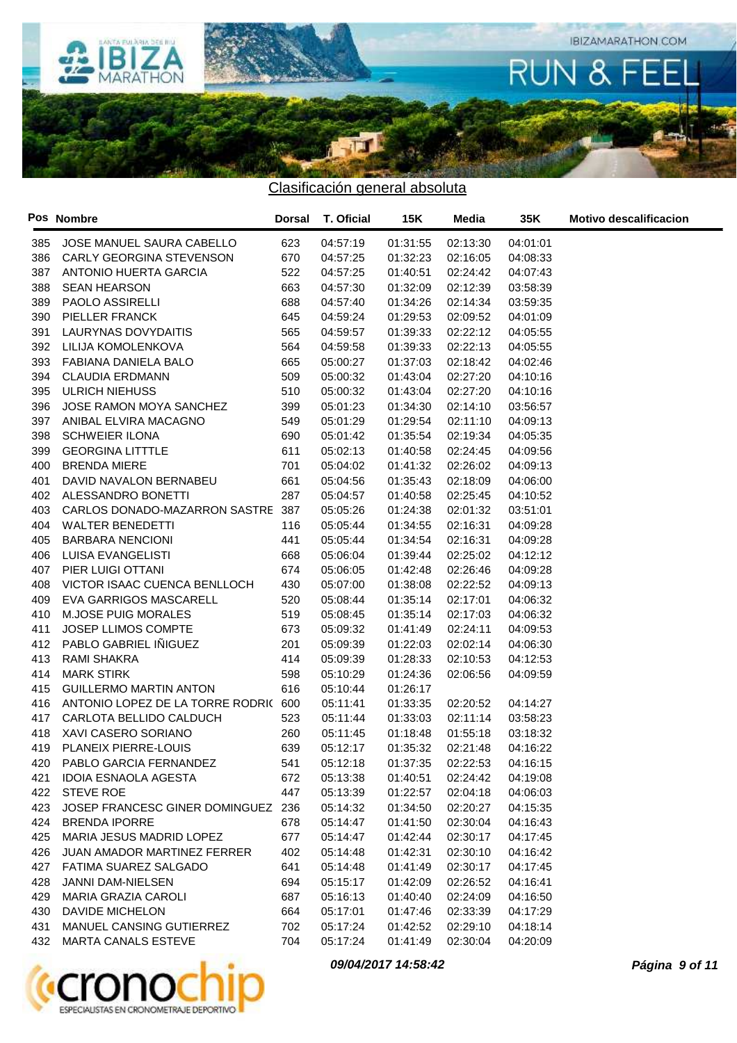## Clasificación general absoluta

| Pos | Nombre | Dorsal | T. Oficial | 15K | Media | 35K | Motivo descalificacion |
|---|---|---|---|---|---|---|---|
| 385 | JOSE MANUEL SAURA CABELLO | 623 | 04:57:19 | 01:31:55 | 02:13:30 | 04:01:01 | |
| 386 | CARLY GEORGINA STEVENSON | 670 | 04:57:25 | 01:32:23 | 02:16:05 | 04:08:33 | |
| 387 | ANTONIO HUERTA GARCIA | 522 | 04:57:25 | 01:40:51 | 02:24:42 | 04:07:43 | |
| 388 | SEAN HEARSON | 663 | 04:57:30 | 01:32:09 | 02:12:39 | 03:58:39 | |
| 389 | PAOLO ASSIRELLI | 688 | 04:57:40 | 01:34:26 | 02:14:34 | 03:59:35 | |
| 390 | PIELLER FRANCK | 645 | 04:59:24 | 01:29:53 | 02:09:52 | 04:01:09 | |
| 391 | LAURYNAS DOVYDAITIS | 565 | 04:59:57 | 01:39:33 | 02:22:12 | 04:05:55 | |
| 392 | LILIJA KOMOLENKOVA | 564 | 04:59:58 | 01:39:33 | 02:22:13 | 04:05:55 | |
| 393 | FABIANA DANIELA BALO | 665 | 05:00:27 | 01:37:03 | 02:18:42 | 04:02:46 | |
| 394 | CLAUDIA ERDMANN | 509 | 05:00:32 | 01:43:04 | 02:27:20 | 04:10:16 | |
| 395 | ULRICH NIEHUSS | 510 | 05:00:32 | 01:43:04 | 02:27:20 | 04:10:16 | |
| 396 | JOSE RAMON MOYA SANCHEZ | 399 | 05:01:23 | 01:34:30 | 02:14:10 | 03:56:57 | |
| 397 | ANIBAL ELVIRA MACAGNO | 549 | 05:01:29 | 01:29:54 | 02:11:10 | 04:09:13 | |
| 398 | SCHWEIER ILONA | 690 | 05:01:42 | 01:35:54 | 02:19:34 | 04:05:35 | |
| 399 | GEORGINA LITTTLE | 611 | 05:02:13 | 01:40:58 | 02:24:45 | 04:09:56 | |
| 400 | BRENDA MIERE | 701 | 05:04:02 | 01:41:32 | 02:26:02 | 04:09:13 | |
| 401 | DAVID NAVALON BERNABEU | 661 | 05:04:56 | 01:35:43 | 02:18:09 | 04:06:00 | |
| 402 | ALESSANDRO BONETTI | 287 | 05:04:57 | 01:40:58 | 02:25:45 | 04:10:52 | |
| 403 | CARLOS DONADO-MAZARRON SASTRE | 387 | 05:05:26 | 01:24:38 | 02:01:32 | 03:51:01 | |
| 404 | WALTER BENEDETTI | 116 | 05:05:44 | 01:34:55 | 02:16:31 | 04:09:28 | |
| 405 | BARBARA NENCIONI | 441 | 05:05:44 | 01:34:54 | 02:16:31 | 04:09:28 | |
| 406 | LUISA EVANGELISTI | 668 | 05:06:04 | 01:39:44 | 02:25:02 | 04:12:12 | |
| 407 | PIER LUIGI OTTANI | 674 | 05:06:05 | 01:42:48 | 02:26:46 | 04:09:28 | |
| 408 | VICTOR ISAAC CUENCA BENLLOCH | 430 | 05:07:00 | 01:38:08 | 02:22:52 | 04:09:13 | |
| 409 | EVA GARRIGOS MASCARELL | 520 | 05:08:44 | 01:35:14 | 02:17:01 | 04:06:32 | |
| 410 | M.JOSE PUIG MORALES | 519 | 05:08:45 | 01:35:14 | 02:17:03 | 04:06:32 | |
| 411 | JOSEP LLIMOS COMPTE | 673 | 05:09:32 | 01:41:49 | 02:24:11 | 04:09:53 | |
| 412 | PABLO GABRIEL IÑIGUEZ | 201 | 05:09:39 | 01:22:03 | 02:02:14 | 04:06:30 | |
| 413 | RAMI SHAKRA | 414 | 05:09:39 | 01:28:33 | 02:10:53 | 04:12:53 | |
| 414 | MARK STIRK | 598 | 05:10:29 | 01:24:36 | 02:06:56 | 04:09:59 | |
| 415 | GUILLERMO MARTIN ANTON | 616 | 05:10:44 | 01:26:17 | | | |
| 416 | ANTONIO LOPEZ DE LA TORRE RODRI( | 600 | 05:11:41 | 01:33:35 | 02:20:52 | 04:14:27 | |
| 417 | CARLOTA BELLIDO CALDUCH | 523 | 05:11:44 | 01:33:03 | 02:11:14 | 03:58:23 | |
| 418 | XAVI CASERO SORIANO | 260 | 05:11:45 | 01:18:48 | 01:55:18 | 03:18:32 | |
| 419 | PLANEIX PIERRE-LOUIS | 639 | 05:12:17 | 01:35:32 | 02:21:48 | 04:16:22 | |
| 420 | PABLO GARCIA FERNANDEZ | 541 | 05:12:18 | 01:37:35 | 02:22:53 | 04:16:15 | |
| 421 | IDOIA ESNAOLA AGESTA | 672 | 05:13:38 | 01:40:51 | 02:24:42 | 04:19:08 | |
| 422 | STEVE ROE | 447 | 05:13:39 | 01:22:57 | 02:04:18 | 04:06:03 | |
| 423 | JOSEP FRANCESC GINER DOMINGUEZ | 236 | 05:14:32 | 01:34:50 | 02:20:27 | 04:15:35 | |
| 424 | BRENDA IPORRE | 678 | 05:14:47 | 01:41:50 | 02:30:04 | 04:16:43 | |
| 425 | MARIA JESUS MADRID LOPEZ | 677 | 05:14:47 | 01:42:44 | 02:30:17 | 04:17:45 | |
| 426 | JUAN AMADOR MARTINEZ FERRER | 402 | 05:14:48 | 01:42:31 | 02:30:10 | 04:16:42 | |
| 427 | FATIMA SUAREZ SALGADO | 641 | 05:14:48 | 01:41:49 | 02:30:17 | 04:17:45 | |
| 428 | JANNI DAM-NIELSEN | 694 | 05:15:17 | 01:42:09 | 02:26:52 | 04:16:41 | |
| 429 | MARIA GRAZIA CAROLI | 687 | 05:16:13 | 01:40:40 | 02:24:09 | 04:16:50 | |
| 430 | DAVIDE MICHELON | 664 | 05:17:01 | 01:47:46 | 02:33:39 | 04:17:29 | |
| 431 | MANUEL CANSING GUTIERREZ | 702 | 05:17:24 | 01:42:52 | 02:29:10 | 04:18:14 | |
| 432 | MARTA CANALS ESTEVE | 704 | 05:17:24 | 01:41:49 | 02:30:04 | 04:20:09 | |

*09/04/2017 14:58:42*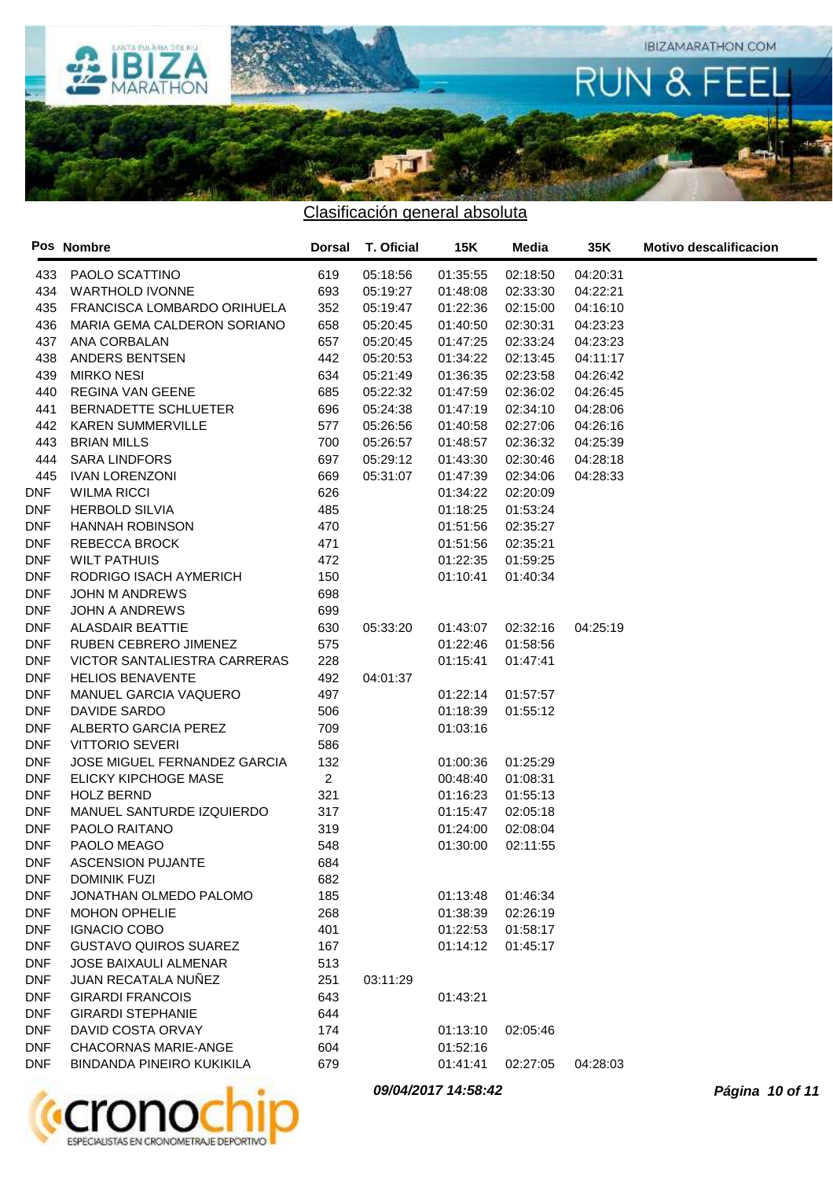## Clasificación general absoluta

| Pos | Nombre | Dorsal | T. Oficial | 15K | Media | 35K | Motivo descalificacion |
|---|---|---|---|---|---|---|---|
| 433 | PAOLO SCATTINO | 619 | 05:18:56 | 01:35:55 | 02:18:50 | 04:20:31 | |
| 434 | WARTHOLD IVONNE | 693 | 05:19:27 | 01:48:08 | 02:33:30 | 04:22:21 | |
| 435 | FRANCISCA LOMBARDO ORIHUELA | 352 | 05:19:47 | 01:22:36 | 02:15:00 | 04:16:10 | |
| 436 | MARIA GEMA CALDERON SORIANO | 658 | 05:20:45 | 01:40:50 | 02:30:31 | 04:23:23 | |
| 437 | ANA CORBALAN | 657 | 05:20:45 | 01:47:25 | 02:33:24 | 04:23:23 | |
| 438 | ANDERS BENTSEN | 442 | 05:20:53 | 01:34:22 | 02:13:45 | 04:11:17 | |
| 439 | MIRKO NESI | 634 | 05:21:49 | 01:36:35 | 02:23:58 | 04:26:42 | |
| 440 | REGINA VAN GEENE | 685 | 05:22:32 | 01:47:59 | 02:36:02 | 04:26:45 | |
| 441 | BERNADETTE SCHLUETER | 696 | 05:24:38 | 01:47:19 | 02:34:10 | 04:28:06 | |
| 442 | KAREN SUMMERVILLE | 577 | 05:26:56 | 01:40:58 | 02:27:06 | 04:26:16 | |
| 443 | BRIAN MILLS | 700 | 05:26:57 | 01:48:57 | 02:36:32 | 04:25:39 | |
| 444 | SARA LINDFORS | 697 | 05:29:12 | 01:43:30 | 02:30:46 | 04:28:18 | |
| 445 | IVAN LORENZONI | 669 | 05:31:07 | 01:47:39 | 02:34:06 | 04:28:33 | |
| DNF | WILMA RICCI | 626 | | 01:34:22 | 02:20:09 | | |
| DNF | HERBOLD SILVIA | 485 | | 01:18:25 | 01:53:24 | | |
| DNF | HANNAH ROBINSON | 470 | | 01:51:56 | 02:35:27 | | |
| DNF | REBECCA BROCK | 471 | | 01:51:56 | 02:35:21 | | |
| DNF | WILT PATHUIS | 472 | | 01:22:35 | 01:59:25 | | |
| DNF | RODRIGO ISACH AYMERICH | 150 | | 01:10:41 | 01:40:34 | | |
| DNF | JOHN M ANDREWS | 698 | | | | | |
| DNF | JOHN A ANDREWS | 699 | | | | | |
| DNF | ALASDAIR BEATTIE | 630 | 05:33:20 | 01:43:07 | 02:32:16 | 04:25:19 | |
| DNF | RUBEN CEBRERO JIMENEZ | 575 | | 01:22:46 | 01:58:56 | | |
| DNF | VICTOR SANTALIESTRA CARRERAS | 228 | | 01:15:41 | 01:47:41 | | |
| DNF | HELIOS BENAVENTE | 492 | 04:01:37 | | | | |
| DNF | MANUEL GARCIA VAQUERO | 497 | | 01:22:14 | 01:57:57 | | |
| DNF | DAVIDE SARDO | 506 | | 01:18:39 | 01:55:12 | | |
| DNF | ALBERTO GARCIA PEREZ | 709 | | 01:03:16 | | | |
| DNF | VITTORIO SEVERI | 586 | | | | | |
| DNF | JOSE MIGUEL FERNANDEZ GARCIA | 132 | | 01:00:36 | 01:25:29 | | |
| DNF | ELICKY KIPCHOGE MASE | 2 | | 00:48:40 | 01:08:31 | | |
| DNF | HOLZ BERND | 321 | | 01:16:23 | 01:55:13 | | |
| DNF | MANUEL SANTURDE IZQUIERDO | 317 | | 01:15:47 | 02:05:18 | | |
| DNF | PAOLO RAITANO | 319 | | 01:24:00 | 02:08:04 | | |
| DNF | PAOLO MEAGO | 548 | | 01:30:00 | 02:11:55 | | |
| DNF | ASCENSION PUJANTE | 684 | | | | | |
| DNF | DOMINIK FUZI | 682 | | | | | |
| DNF | JONATHAN OLMEDO PALOMO | 185 | | 01:13:48 | 01:46:34 | | |
| DNF | MOHON OPHELIE | 268 | | 01:38:39 | 02:26:19 | | |
| DNF | IGNACIO COBO | 401 | | 01:22:53 | 01:58:17 | | |
| DNF | GUSTAVO QUIROS SUAREZ | 167 | | 01:14:12 | 01:45:17 | | |
| DNF | JOSE BAIXAULI ALMENAR | 513 | | | | | |
| DNF | JUAN RECATALA NUÑEZ | 251 | 03:11:29 | | | | |
| DNF | GIRARDI FRANCOIS | 643 | | 01:43:21 | | | |
| DNF | GIRARDI STEPHANIE | 644 | | | | | |
| DNF | DAVID COSTA ORVAY | 174 | | 01:13:10 | 02:05:46 | | |
| DNF | CHACORNAS MARIE-ANGE | 604 | | 01:52:16 | | | |
| DNF | BINDANDA PINEIRO KUKIKILA | 679 | | 01:41:41 | 02:27:05 | 04:28:03 | |

*09/04/2017 14:58:42*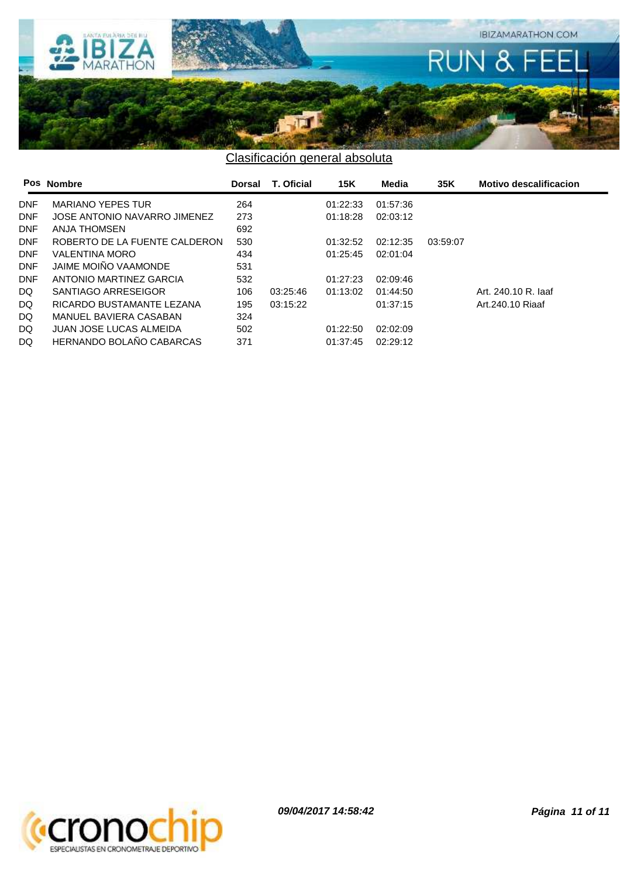## Clasificación general absoluta

| Pos | Nombre | Dorsal | T. Oficial | 15K | Media | 35K | Motivo descalificacion |
|---|---|---|---|---|---|---|---|
| DNF | MARIANO YEPES TUR | 264 | | 01:22:33 | 01:57:36 | | |
| DNF | JOSE ANTONIO NAVARRO JIMENEZ | 273 | | 01:18:28 | 02:03:12 | | |
| DNF | ANJA THOMSEN | 692 | | | | | |
| DNF | ROBERTO DE LA FUENTE CALDERON | 530 | | 01:32:52 | 02:12:35 | 03:59:07 | |
| DNF | VALENTINA MORO | 434 | | 01:25:45 | 02:01:04 | | |
| DNF | JAIME MOIÑO VAAMONDE | 531 | | | | | |
| DNF | ANTONIO MARTINEZ GARCIA | 532 | | 01:27:23 | 02:09:46 | | |
| DQ | SANTIAGO ARRESEIGOR | 106 | 03:25:46 | 01:13:02 | 01:44:50 | | Art. 240.10 R. Iaaf |
| DQ | RICARDO BUSTAMANTE LEZANA | 195 | 03:15:22 | | 01:37:15 | | Art.240.10 Riaaf |
| DQ | MANUEL BAVIERA CASABAN | 324 | | | | | |
| DQ | JUAN JOSE LUCAS ALMEIDA | 502 | | 01:22:50 | 02:02:09 | | |
| DQ | HERNANDO BOLAÑO CABARCAS | 371 | | 01:37:45 | 02:29:12 | | |

*09/04/2017 14:58:42*